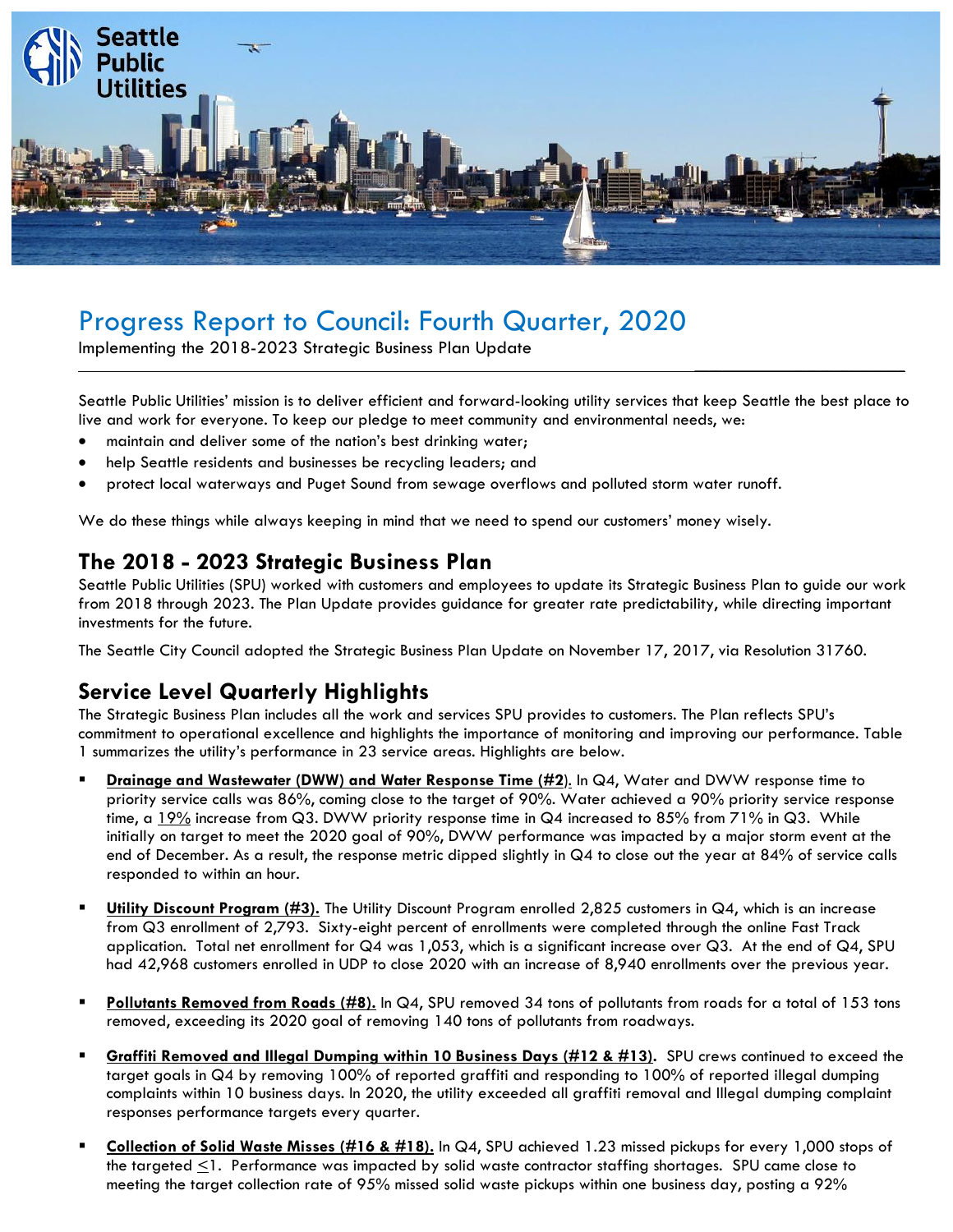# Progress Report to Council: Fourth Quarter, 2020

Implementing the 2018-2023 Strategic Business Plan Update

Seattle Public Utilities' mission is to deliver efficient and forward-looking utility services that keep Seattle the best place to live and work for everyone. To keep our pledge to meet community and environmental needs, we:

- maintain and deliver some of the nation's best drinking water;
- help Seattle residents and businesses be recycling leaders; and
- protect local waterways and Puget Sound from sewage overflows and polluted storm water runoff.

We do these things while always keeping in mind that we need to spend our customers' money wisely.

## The 2018 - 2023 Strategic Business Plan

Seattle Public Utilities (SPU) worked with customers and employees to update its Strategic Business Plan to guide our work from 2018 through 2023. The Plan Update provides guidance for greater rate predictability, while directing important investments for the future.

The Seattle City Council adopted the Strategic Business Plan Update on November 17, 2017, via Resolution 31760.

## Service Level Quarterly Highlights

The Strategic Business Plan includes all the work and services SPU provides to customers. The Plan reflects SPU's commitment to operational excellence and highlights the importance of monitoring and improving our performance. Table 1 summarizes the utility's performance in 23 service areas. Highlights are below.

- **Drainage and Wastewater (DWW) and Water Response Time (#2)**. In Q4, Water and DWW response time to priority service calls was 86%, coming close to the target of 90%. Water achieved a 90% priority service response time, a 19% increase from Q3. DWW priority response time in Q4 increased to 85% from 71% in Q3. While initially on target to meet the 2020 goal of 90%, DWW performance was impacted by a major storm event at the end of December. As a result, the response metric dipped slightly in Q4 to close out the year at 84% of service calls responded to within an hour.

- **Utility Discount Program (#3).** The Utility Discount Program enrolled 2,825 customers in Q4, which is an increase from Q3 enrollment of 2,793. Sixty-eight percent of enrollments were completed through the online Fast Track application. Total net enrollment for Q4 was 1,053, which is a significant increase over Q3. At the end of Q4, SPU had 42,968 customers enrolled in UDP to close 2020 with an increase of 8,940 enrollments over the previous year.

- **Pollutants Removed from Roads (#8).** In Q4, SPU removed 34 tons of pollutants from roads for a total of 153 tons removed, exceeding its 2020 goal of removing 140 tons of pollutants from roadways.

- **Graffiti Removed and Illegal Dumping within 10 Business Days (#12 & #13).** SPU crews continued to exceed the target goals in Q4 by removing 100% of reported graffiti and responding to 100% of reported illegal dumping complaints within 10 business days. In 2020, the utility exceeded all graffiti removal and Illegal dumping complaint responses performance targets every quarter.

- **Collection of Solid Waste Misses (#16 & #18).** In Q4, SPU achieved 1.23 missed pickups for every 1,000 stops of the targeted ≤1. Performance was impacted by solid waste contractor staffing shortages. SPU came close to meeting the target collection rate of 95% missed solid waste pickups within one business day, posting a 92%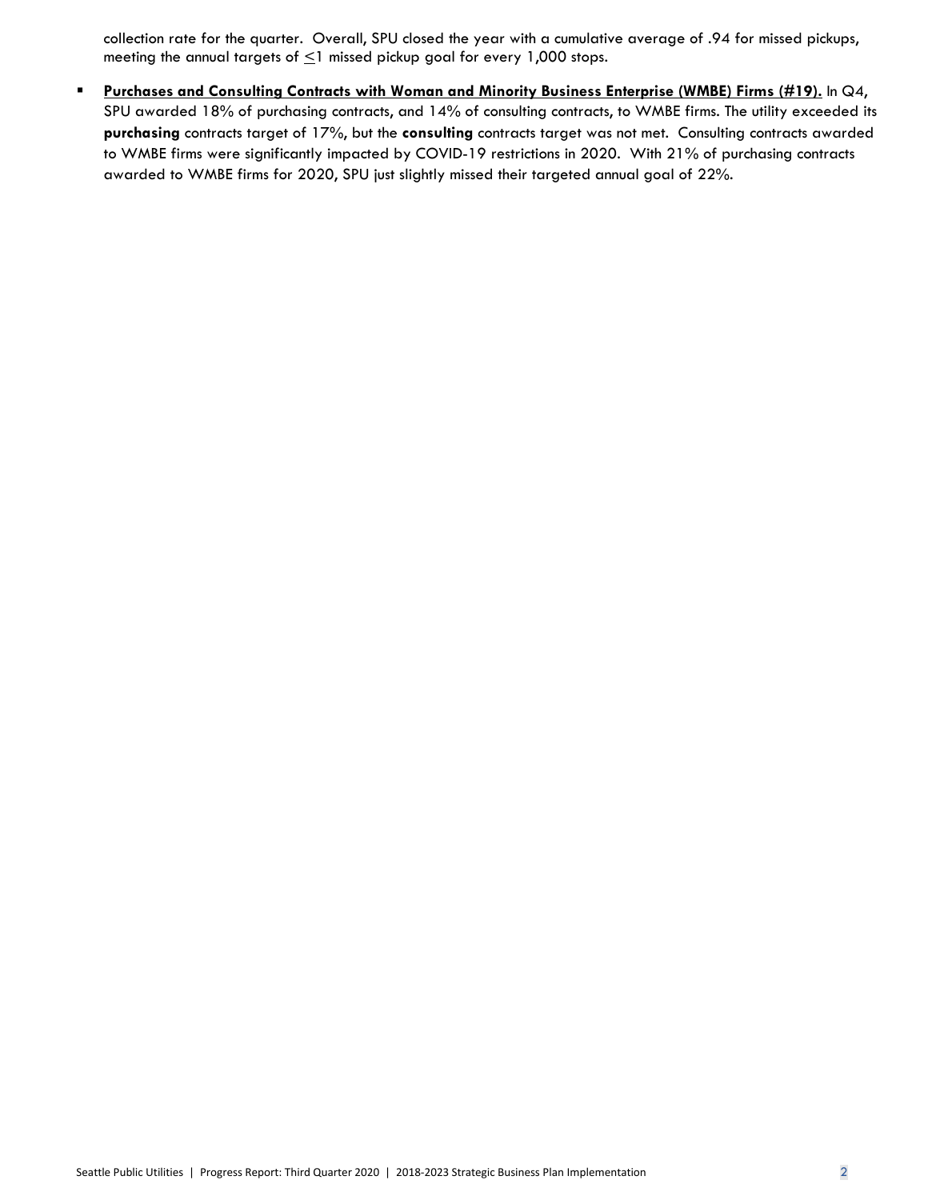collection rate for the quarter. Overall, SPU closed the year with a cumulative average of .94 for missed pickups, meeting the annual targets of ≤1 missed pickup goal for every 1,000 stops.

- **Purchases and Consulting Contracts with Woman and Minority Business Enterprise (WMBE) Firms (#19).** In Q4, SPU awarded 18% of purchasing contracts, and 14% of consulting contracts, to WMBE firms. The utility exceeded its **purchasing** contracts target of 17%, but the **consulting** contracts target was not met. Consulting contracts awarded to WMBE firms were significantly impacted by COVID-19 restrictions in 2020. With 21% of purchasing contracts awarded to WMBE firms for 2020, SPU just slightly missed their targeted annual goal of 22%.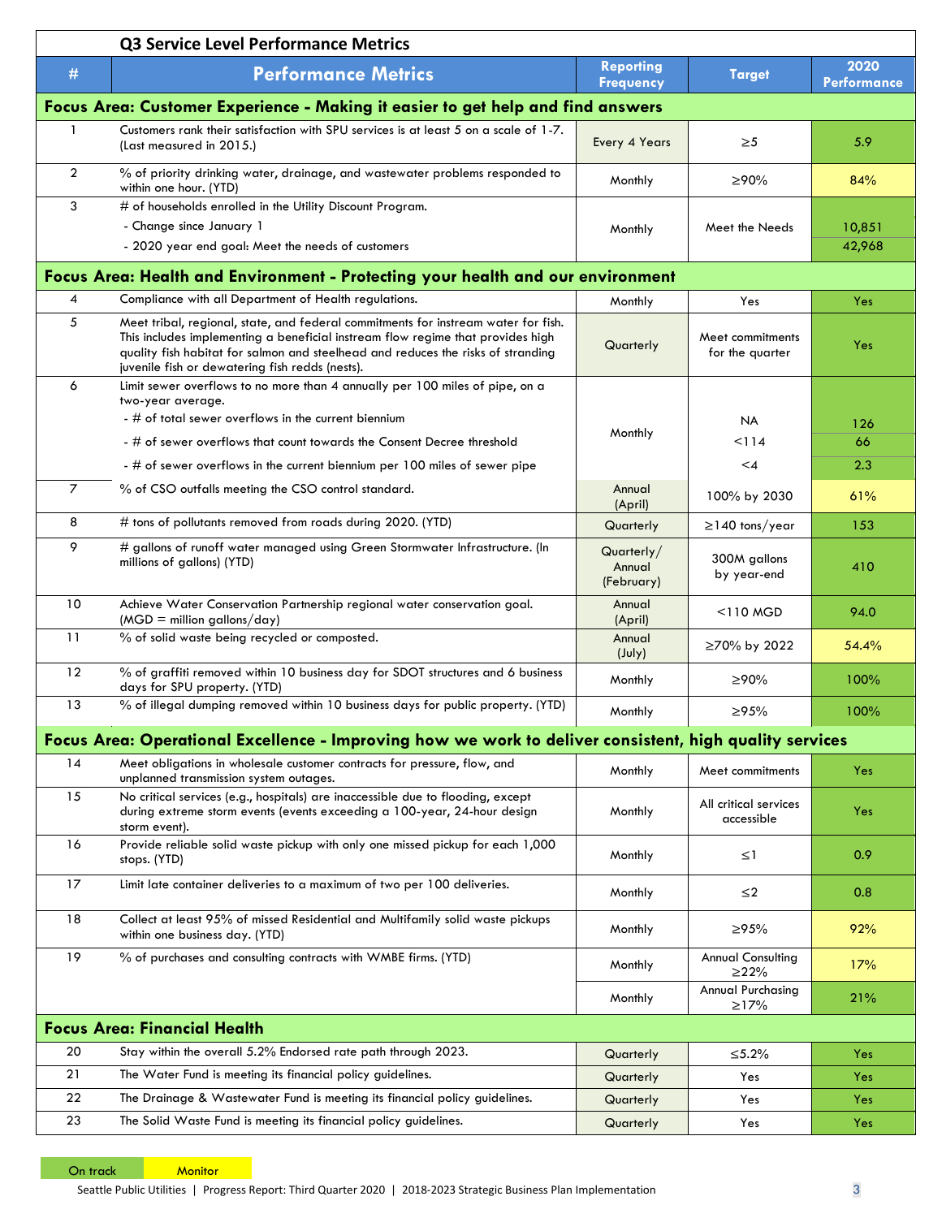## Q3 Service Level Performance Metrics

| # | Performance Metrics | Reporting Frequency | Target | 2020 Performance |
|---|---|---|---|---|
| **Focus Area: Customer Experience - Making it easier to get help and find answers** | | | | |
| 1 | Customers rank their satisfaction with SPU services is at least 5 on a scale of 1-7. (Last measured in 2015.) | Every 4 Years | ≥5 | 5.9 |
| 2 | % of priority drinking water, drainage, and wastewater problems responded to within one hour. (YTD) | Monthly | ≥90% | 84% |
| 3 | # of households enrolled in the Utility Discount Program.<br>- Change since January 1<br>- 2020 year end goal: Meet the needs of customers | Monthly | Meet the Needs | 10,851<br>42,968 |
| **Focus Area: Health and Environment - Protecting your health and our environment** | | | | |
| 4 | Compliance with all Department of Health regulations. | Monthly | Yes | Yes |
| 5 | Meet tribal, regional, state, and federal commitments for instream water for fish. This includes implementing a beneficial instream flow regime that provides high quality fish habitat for salmon and steelhead and reduces the risks of stranding juvenile fish or dewatering fish redds (nests). | Quarterly | Meet commitments for the quarter | Yes |
| 6 | Limit sewer overflows to no more than 4 annually per 100 miles of pipe, on a two-year average.<br>- # of total sewer overflows in the current biennium<br>- # of sewer overflows that count towards the Consent Decree threshold<br>- # of sewer overflows in the current biennium per 100 miles of sewer pipe | Monthly | NA<br><114<br><4 | 126<br>66<br>2.3 |
| 7 | % of CSO outfalls meeting the CSO control standard. | Annual (April) | 100% by 2030 | 61% |
| 8 | # tons of pollutants removed from roads during 2020. (YTD) | Quarterly | ≥140 tons/year | 153 |
| 9 | # gallons of runoff water managed using Green Stormwater Infrastructure. (In millions of gallons) (YTD) | Quarterly/ Annual (February) | 300M gallons by year-end | 410 |
| 10 | Achieve Water Conservation Partnership regional water conservation goal. (MGD = million gallons/day) | Annual (April) | <110 MGD | 94.0 |
| 11 | % of solid waste being recycled or composted. | Annual (July) | ≥70% by 2022 | 54.4% |
| 12 | % of graffiti removed within 10 business day for SDOT structures and 6 business days for SPU property. (YTD) | Monthly | ≥90% | 100% |
| 13 | % of illegal dumping removed within 10 business days for public property. (YTD) | Monthly | ≥95% | 100% |
| **Focus Area: Operational Excellence - Improving how we work to deliver consistent, high quality services** | | | | |
| 14 | Meet obligations in wholesale customer contracts for pressure, flow, and unplanned transmission system outages. | Monthly | Meet commitments | Yes |
| 15 | No critical services (e.g., hospitals) are inaccessible due to flooding, except during extreme storm events (events exceeding a 100-year, 24-hour design storm event). | Monthly | All critical services accessible | Yes |
| 16 | Provide reliable solid waste pickup with only one missed pickup for each 1,000 stops. (YTD) | Monthly | ≤1 | 0.9 |
| 17 | Limit late container deliveries to a maximum of two per 100 deliveries. | Monthly | ≤2 | 0.8 |
| 18 | Collect at least 95% of missed Residential and Multifamily solid waste pickups within one business day. (YTD) | Monthly | ≥95% | 92% |
| 19 | % of purchases and consulting contracts with WMBE firms. (YTD) | Monthly | Annual Consulting ≥22% | 17% |
| | | Monthly | Annual Purchasing ≥17% | 21% |
| **Focus Area: Financial Health** | | | | |
| 20 | Stay within the overall 5.2% Endorsed rate path through 2023. | Quarterly | ≤5.2% | Yes |
| 21 | The Water Fund is meeting its financial policy guidelines. | Quarterly | Yes | Yes |
| 22 | The Drainage & Wastewater Fund is meeting its financial policy guidelines. | Quarterly | Yes | Yes |
| 23 | The Solid Waste Fund is meeting its financial policy guidelines. | Quarterly | Yes | Yes |

Legend: On track | Monitor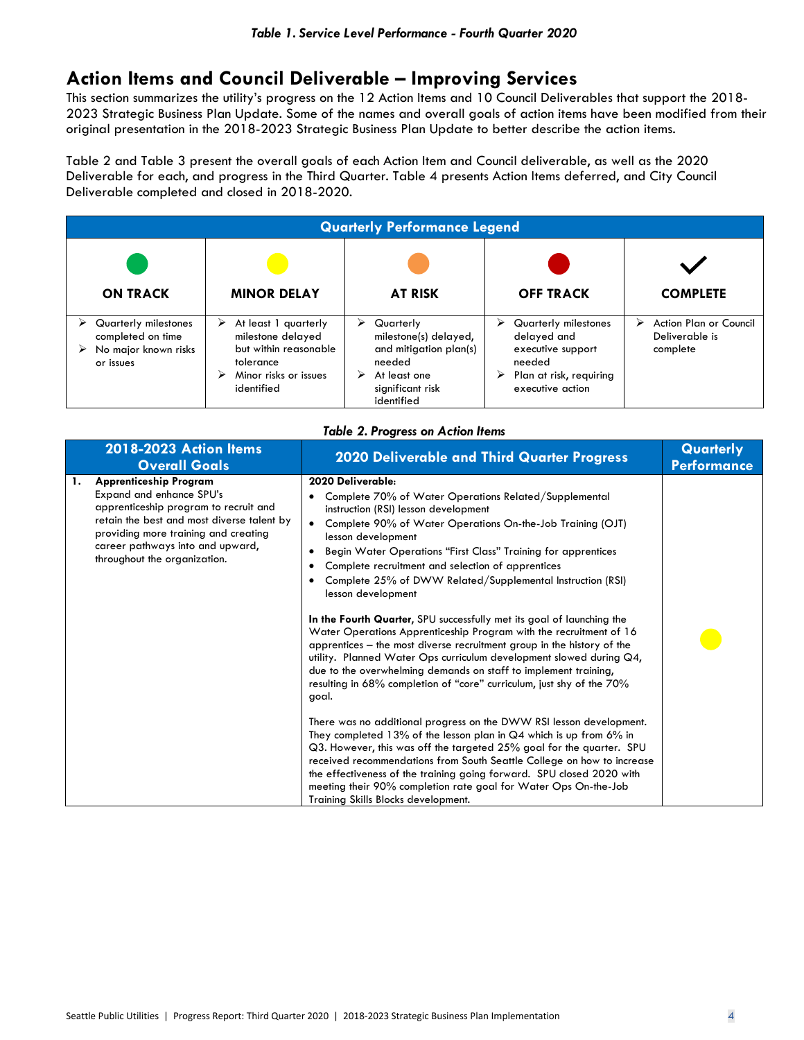*Table 1. Service Level Performance - Fourth Quarter 2020*

## Action Items and Council Deliverable – Improving Services

This section summarizes the utility's progress on the 12 Action Items and 10 Council Deliverables that support the 2018-2023 Strategic Business Plan Update. Some of the names and overall goals of action items have been modified from their original presentation in the 2018-2023 Strategic Business Plan Update to better describe the action items.

Table 2 and Table 3 present the overall goals of each Action Item and Council deliverable, as well as the 2020 Deliverable for each, and progress in the Third Quarter. Table 4 presents Action Items deferred, and City Council Deliverable completed and closed in 2018-2020.

| Quarterly Performance Legend | | | | |
|---|---|---|---|---|
| ● (green) ON TRACK | ● (yellow) MINOR DELAY | ● (orange) AT RISK | ● (red) OFF TRACK | ✔ COMPLETE |
| ➢ Quarterly milestones completed on time<br>➢ No major known risks or issues | ➢ At least 1 quarterly milestone delayed but within reasonable tolerance<br>➢ Minor risks or issues identified | ➢ Quarterly milestone(s) delayed, and mitigation plan(s) needed<br>➢ At least one significant risk identified | ➢ Quarterly milestones delayed and executive support needed<br>➢ Plan at risk, requiring executive action | ➢ Action Plan or Council Deliverable is complete |

*Table 2. Progress on Action Items*

| 2018-2023 Action Items Overall Goals | 2020 Deliverable and Third Quarter Progress | Quarterly Performance |
|---|---|---|
| **1. Apprenticeship Program**<br>Expand and enhance SPU's apprenticeship program to recruit and retain the best and most diverse talent by providing more training and creating career pathways into and upward, throughout the organization. | **2020 Deliverable:**<br>• Complete 70% of Water Operations Related/Supplemental instruction (RSI) lesson development<br>• Complete 90% of Water Operations On-the-Job Training (OJT) lesson development<br>• Begin Water Operations "First Class" Training for apprentices<br>• Complete recruitment and selection of apprentices<br>• Complete 25% of DWW Related/Supplemental Instruction (RSI) lesson development<br><br>**In the Fourth Quarter,** SPU successfully met its goal of launching the Water Operations Apprenticeship Program with the recruitment of 16 apprentices – the most diverse recruitment group in the history of the utility. Planned Water Ops curriculum development slowed during Q4, due to the overwhelming demands on staff to implement training, resulting in 68% completion of "core" curriculum, just shy of the 70% goal.<br><br>There was no additional progress on the DWW RSI lesson development. They completed 13% of the lesson plan in Q4 which is up from 6% in Q3. However, this was off the targeted 25% goal for the quarter. SPU received recommendations from South Seattle College on how to increase the effectiveness of the training going forward. SPU closed 2020 with meeting their 90% completion rate goal for Water Ops On-the-Job Training Skills Blocks development. | ● (yellow) |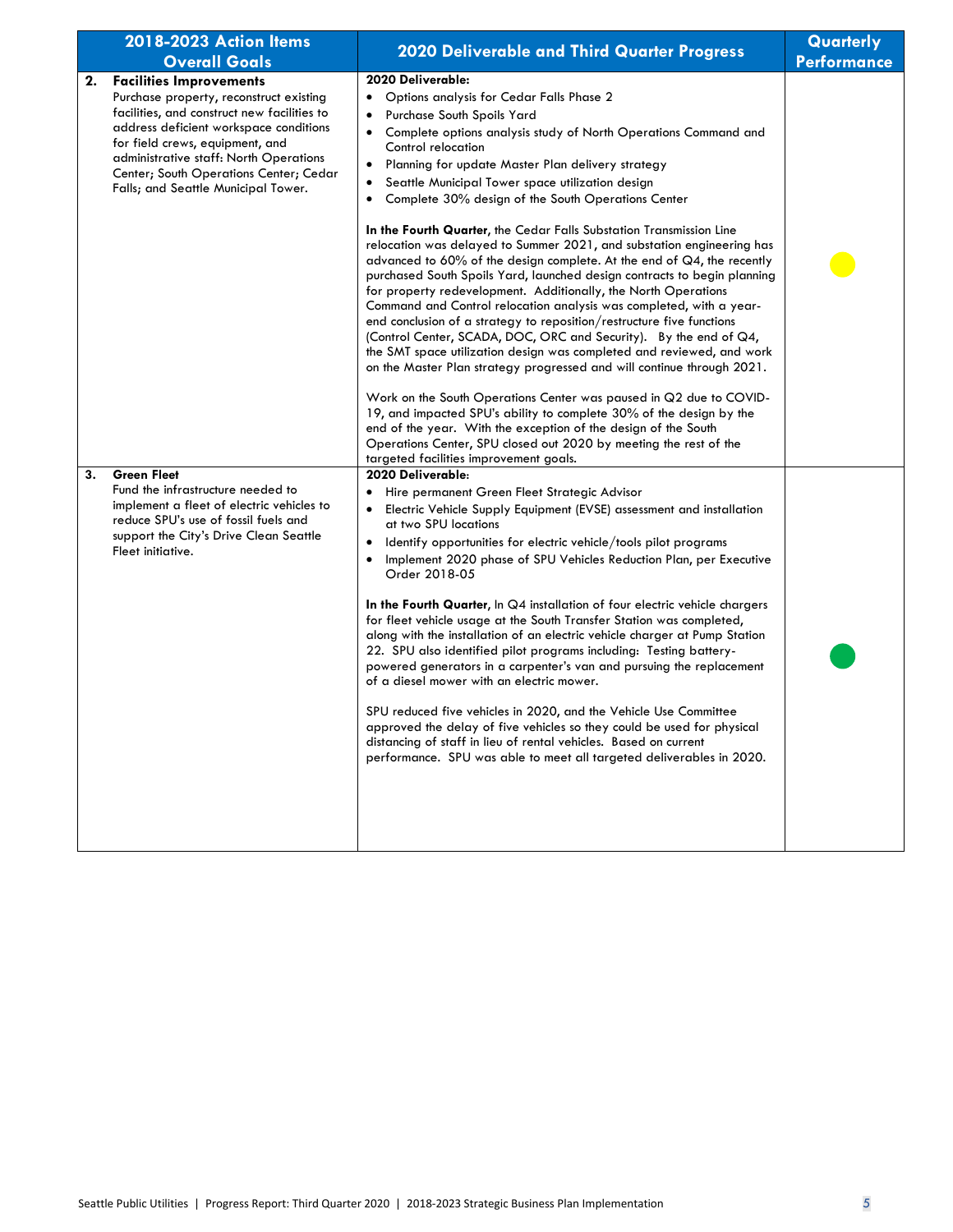| 2018-2023 Action Items Overall Goals | 2020 Deliverable and Third Quarter Progress | Quarterly Performance |
|---|---|---|
| **2. Facilities Improvements**<br>Purchase property, reconstruct existing facilities, and construct new facilities to address deficient workspace conditions for field crews, equipment, and administrative staff: North Operations Center; South Operations Center; Cedar Falls; and Seattle Municipal Tower. | **2020 Deliverable:**<br>• Options analysis for Cedar Falls Phase 2<br>• Purchase South Spoils Yard<br>• Complete options analysis study of North Operations Command and Control relocation<br>• Planning for update Master Plan delivery strategy<br>• Seattle Municipal Tower space utilization design<br>• Complete 30% design of the South Operations Center<br><br>**In the Fourth Quarter**, the Cedar Falls Substation Transmission Line relocation was delayed to Summer 2021, and substation engineering has advanced to 60% of the design complete. At the end of Q4, the recently purchased South Spoils Yard, launched design contracts to begin planning for property redevelopment. Additionally, the North Operations Command and Control relocation analysis was completed, with a year-end conclusion of a strategy to reposition/restructure five functions (Control Center, SCADA, DOC, ORC and Security). By the end of Q4, the SMT space utilization design was completed and reviewed, and work on the Master Plan strategy progressed and will continue through 2021.<br><br>Work on the South Operations Center was paused in Q2 due to COVID-19, and impacted SPU's ability to complete 30% of the design by the end of the year. With the exception of the design of the South Operations Center, SPU closed out 2020 by meeting the rest of the targeted facilities improvement goals. | Yellow |
| **3. Green Fleet**<br>Fund the infrastructure needed to implement a fleet of electric vehicles to reduce SPU's use of fossil fuels and support the City's Drive Clean Seattle Fleet initiative. | **2020 Deliverable:**<br>• Hire permanent Green Fleet Strategic Advisor<br>• Electric Vehicle Supply Equipment (EVSE) assessment and installation at two SPU locations<br>• Identify opportunities for electric vehicle/tools pilot programs<br>• Implement 2020 phase of SPU Vehicles Reduction Plan, per Executive Order 2018-05<br><br>**In the Fourth Quarter**, In Q4 installation of four electric vehicle chargers for fleet vehicle usage at the South Transfer Station was completed, along with the installation of an electric vehicle charger at Pump Station 22. SPU also identified pilot programs including: Testing battery-powered generators in a carpenter's van and pursuing the replacement of a diesel mower with an electric mower.<br><br>SPU reduced five vehicles in 2020, and the Vehicle Use Committee approved the delay of five vehicles so they could be used for physical distancing of staff in lieu of rental vehicles. Based on current performance. SPU was able to meet all targeted deliverables in 2020. | Green |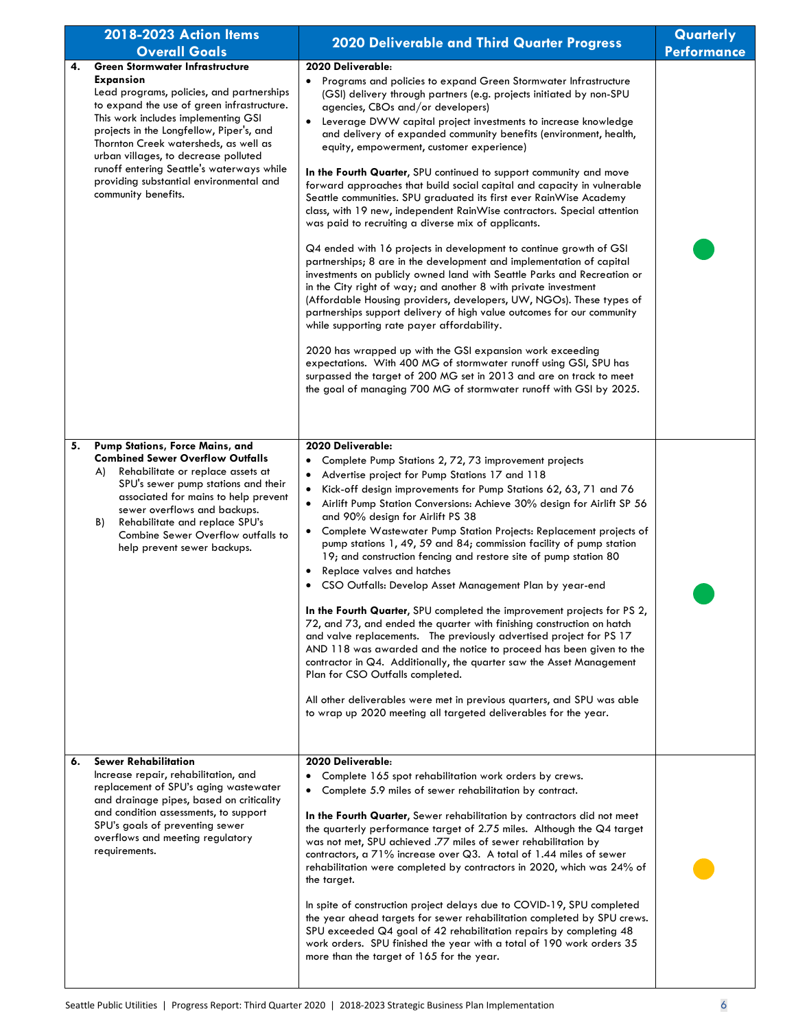| 2018-2023 Action Items Overall Goals | 2020 Deliverable and Third Quarter Progress | Quarterly Performance |
|---|---|---|
| **4. Green Stormwater Infrastructure Expansion**<br>Lead programs, policies, and partnerships to expand the use of green infrastructure. This work includes implementing GSI projects in the Longfellow, Piper's, and Thornton Creek watersheds, as well as urban villages, to decrease polluted runoff entering Seattle's waterways while providing substantial environmental and community benefits. | **2020 Deliverable:**<br>• Programs and policies to expand Green Stormwater Infrastructure (GSI) delivery through partners (e.g. projects initiated by non-SPU agencies, CBOs and/or developers)<br>• Leverage DWW capital project investments to increase knowledge and delivery of expanded community benefits (environment, health, equity, empowerment, customer experience)<br><br>**In the Fourth Quarter**, SPU continued to support community and move forward approaches that build social capital and capacity in vulnerable Seattle communities. SPU graduated its first ever RainWise Academy class, with 19 new, independent RainWise contractors. Special attention was paid to recruiting a diverse mix of applicants.<br><br>Q4 ended with 16 projects in development to continue growth of GSI partnerships; 8 are in the development and implementation of capital investments on publicly owned land with Seattle Parks and Recreation or in the City right of way; and another 8 with private investment (Affordable Housing providers, developers, UW, NGOs). These types of partnerships support delivery of high value outcomes for our community while supporting rate payer affordability.<br><br>2020 has wrapped up with the GSI expansion work exceeding expectations. With 400 MG of stormwater runoff using GSI, SPU has surpassed the target of 200 MG set in 2013 and are on track to meet the goal of managing 700 MG of stormwater runoff with GSI by 2025. | Green |
| **5. Pump Stations, Force Mains, and Combined Sewer Overflow Outfalls**<br>A) Rehabilitate or replace assets at SPU's sewer pump stations and their associated for mains to help prevent sewer overflows and backups.<br>B) Rehabilitate and replace SPU's Combine Sewer Overflow outfalls to help prevent sewer backups. | **2020 Deliverable:**<br>• Complete Pump Stations 2, 72, 73 improvement projects<br>• Advertise project for Pump Stations 17 and 118<br>• Kick-off design improvements for Pump Stations 62, 63, 71 and 76<br>• Airlift Pump Station Conversions: Achieve 30% design for Airlift SP 56 and 90% design for Airlift PS 38<br>• Complete Wastewater Pump Station Projects: Replacement projects of pump stations 1, 49, 59 and 84; commission facility of pump station 19; and construction fencing and restore site of pump station 80<br>• Replace valves and hatches<br>• CSO Outfalls: Develop Asset Management Plan by year-end<br><br>**In the Fourth Quarter**, SPU completed the improvement projects for PS 2, 72, and 73, and ended the quarter with finishing construction on hatch and valve replacements. The previously advertised project for PS 17 AND 118 was awarded and the notice to proceed has been given to the contractor in Q4. Additionally, the quarter saw the Asset Management Plan for CSO Outfalls completed.<br><br>All other deliverables were met in previous quarters, and SPU was able to wrap up 2020 meeting all targeted deliverables for the year. | Green |
| **6. Sewer Rehabilitation**<br>Increase repair, rehabilitation, and replacement of SPU's aging wastewater and drainage pipes, based on criticality and condition assessments, to support SPU's goals of preventing sewer overflows and meeting regulatory requirements. | **2020 Deliverable:**<br>• Complete 165 spot rehabilitation work orders by crews.<br>• Complete 5.9 miles of sewer rehabilitation by contract.<br><br>**In the Fourth Quarter**, Sewer rehabilitation by contractors did not meet the quarterly performance target of 2.75 miles. Although the Q4 target was not met, SPU achieved .77 miles of sewer rehabilitation by contractors, a 71% increase over Q3. A total of 1.44 miles of sewer rehabilitation were completed by contractors in 2020, which was 24% of the target.<br><br>In spite of construction project delays due to COVID-19, SPU completed the year ahead targets for sewer rehabilitation completed by SPU crews. SPU exceeded Q4 goal of 42 rehabilitation repairs by completing 48 work orders. SPU finished the year with a total of 190 work orders 35 more than the target of 165 for the year. | Yellow |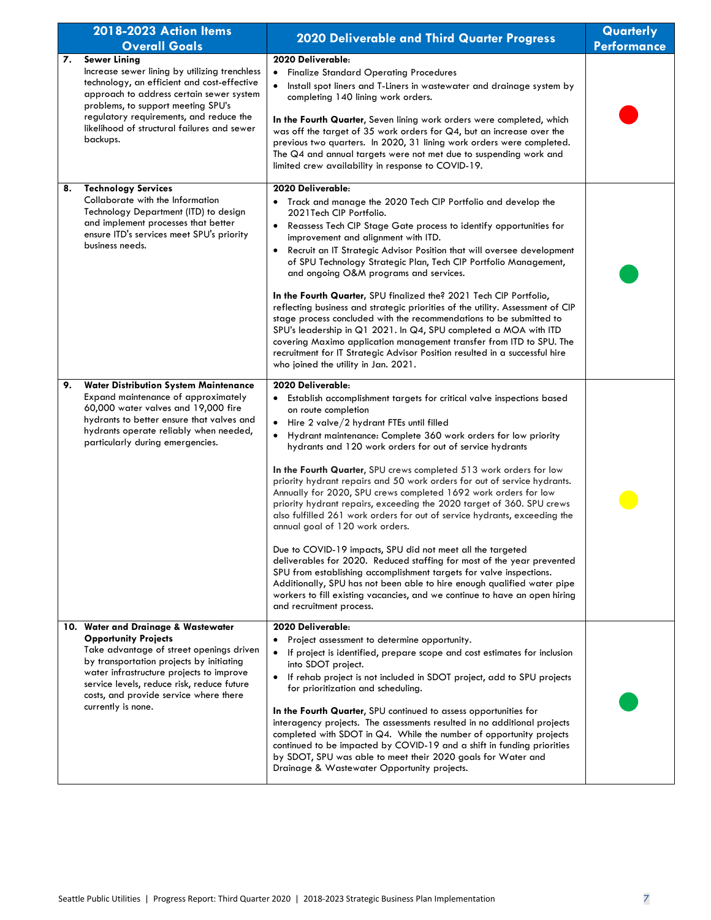| 2018-2023 Action Items Overall Goals | 2020 Deliverable and Third Quarter Progress | Quarterly Performance |
|---|---|---|
| **7. Sewer Lining**<br>Increase sewer lining by utilizing trenchless technology, an efficient and cost-effective approach to address certain sewer system problems, to support meeting SPU's regulatory requirements, and reduce the likelihood of structural failures and sewer backups. | **2020 Deliverable:**<br>• Finalize Standard Operating Procedures<br>• Install spot liners and T-Liners in wastewater and drainage system by completing 140 lining work orders.<br><br>**In the Fourth Quarter**, Seven lining work orders were completed, which was off the target of 35 work orders for Q4, but an increase over the previous two quarters. In 2020, 31 lining work orders were completed. The Q4 and annual targets were not met due to suspending work and limited crew availability in response to COVID-19. | Red |
| **8. Technology Services**<br>Collaborate with the Information Technology Department (ITD) to design and implement processes that better ensure ITD's services meet SPU's priority business needs. | **2020 Deliverable:**<br>• Track and manage the 2020 Tech CIP Portfolio and develop the 2021Tech CIP Portfolio.<br>• Reassess Tech CIP Stage Gate process to identify opportunities for improvement and alignment with ITD.<br>• Recruit an IT Strategic Advisor Position that will oversee development of SPU Technology Strategic Plan, Tech CIP Portfolio Management, and ongoing O&M programs and services.<br><br>**In the Fourth Quarter**, SPU finalized the? 2021 Tech CIP Portfolio, reflecting business and strategic priorities of the utility. Assessment of CIP stage process concluded with the recommendations to be submitted to SPU's leadership in Q1 2021. In Q4, SPU completed a MOA with ITD covering Maximo application management transfer from ITD to SPU. The recruitment for IT Strategic Advisor Position resulted in a successful hire who joined the utility in Jan. 2021. | Green |
| **9. Water Distribution System Maintenance**<br>Expand maintenance of approximately 60,000 water valves and 19,000 fire hydrants to better ensure that valves and hydrants operate reliably when needed, particularly during emergencies. | **2020 Deliverable:**<br>• Establish accomplishment targets for critical valve inspections based on route completion<br>• Hire 2 valve/2 hydrant FTEs until filled<br>• Hydrant maintenance: Complete 360 work orders for low priority hydrants and 120 work orders for out of service hydrants<br><br>**In the Fourth Quarter**, SPU crews completed 513 work orders for low priority hydrant repairs and 50 work orders for out of service hydrants. Annually for 2020, SPU crews completed 1692 work orders for low priority hydrant repairs, exceeding the 2020 target of 360. SPU crews also fulfilled 261 work orders for out of service hydrants, exceeding the annual goal of 120 work orders.<br><br>Due to COVID-19 impacts, SPU did not meet all the targeted deliverables for 2020. Reduced staffing for most of the year prevented SPU from establishing accomplishment targets for valve inspections. Additionally, SPU has not been able to hire enough qualified water pipe workers to fill existing vacancies, and we continue to have an open hiring and recruitment process. | Yellow |
| **10. Water and Drainage & Wastewater Opportunity Projects**<br>Take advantage of street openings driven by transportation projects by initiating water infrastructure projects to improve service levels, reduce risk, reduce future costs, and provide service where there currently is none. | **2020 Deliverable:**<br>• Project assessment to determine opportunity.<br>• If project is identified, prepare scope and cost estimates for inclusion into SDOT project.<br>• If rehab project is not included in SDOT project, add to SPU projects for prioritization and scheduling.<br><br>**In the Fourth Quarter**, SPU continued to assess opportunities for interagency projects. The assessments resulted in no additional projects completed with SDOT in Q4. While the number of opportunity projects continued to be impacted by COVID-19 and a shift in funding priorities by SDOT, SPU was able to meet their 2020 goals for Water and Drainage & Wastewater Opportunity projects. | Green |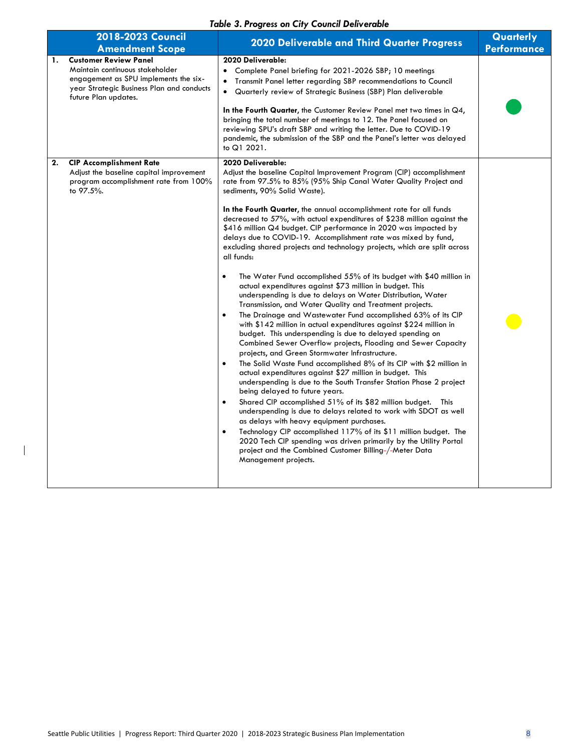*Table 3. Progress on City Council Deliverable*

| 2018-2023 Council Amendment Scope | 2020 Deliverable and Third Quarter Progress | Quarterly Performance |
|---|---|---|
| **1. Customer Review Panel**<br>Maintain continuous stakeholder engagement as SPU implements the six-year Strategic Business Plan and conducts future Plan updates. | **2020 Deliverable:**<br>• Complete Panel briefing for 2021-2026 SBP; 10 meetings<br>• Transmit Panel letter regarding SBP recommendations to Council<br>• Quarterly review of Strategic Business (SBP) Plan deliverable<br><br>**In the Fourth Quarter**, the Customer Review Panel met two times in Q4, bringing the total number of meetings to 12. The Panel focused on reviewing SPU's draft SBP and writing the letter. Due to COVID-19 pandemic, the submission of the SBP and the Panel's letter was delayed to Q1 2021. | Green |
| **2. CIP Accomplishment Rate**<br>Adjust the baseline capital improvement program accomplishment rate from 100% to 97.5%. | **2020 Deliverable:**<br>Adjust the baseline Capital Improvement Program (CIP) accomplishment rate from 97.5% to 85% (95% Ship Canal Water Quality Project and sediments, 90% Solid Waste).<br><br>**In the Fourth Quarter**, the annual accomplishment rate for all funds decreased to 57%, with actual expenditures of $238 million against the $416 million Q4 budget. CIP performance in 2020 was impacted by delays due to COVID-19. Accomplishment rate was mixed by fund, excluding shared projects and technology projects, which are split across all funds:<br><br>• The Water Fund accomplished 55% of its budget with $40 million in actual expenditures against $73 million in budget. This underspending is due to delays on Water Distribution, Water Transmission, and Water Quality and Treatment projects.<br>• The Drainage and Wastewater Fund accomplished 63% of its CIP with $142 million in actual expenditures against $224 million in budget. This underspending is due to delayed spending on Combined Sewer Overflow projects, Flooding and Sewer Capacity projects, and Green Stormwater Infrastructure.<br>• The Solid Waste Fund accomplished 8% of its CIP with $2 million in actual expenditures against $27 million in budget. This underspending is due to the South Transfer Station Phase 2 project being delayed to future years.<br>• Shared CIP accomplished 51% of its $82 million budget. This underspending is due to delays related to work with SDOT as well as delays with heavy equipment purchases.<br>• Technology CIP accomplished 117% of its $11 million budget. The 2020 Tech CIP spending was driven primarily by the Utility Portal project and the Combined Customer Billing/Meter Data Management projects. | Yellow |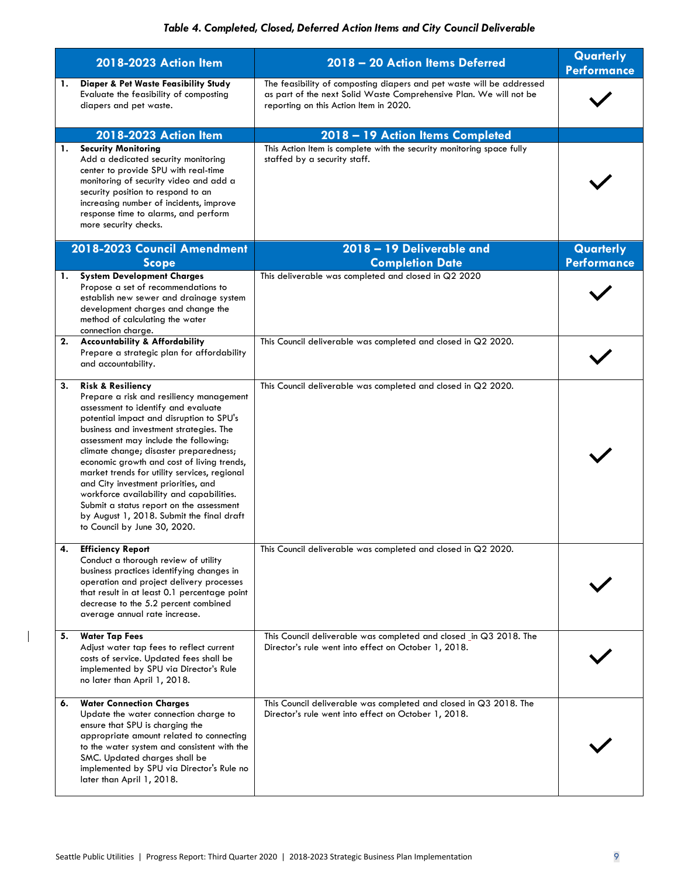*Table 4. Completed, Closed, Deferred Action Items and City Council Deliverable*

| 2018-2023 Action Item | 2018 – 20 Action Items Deferred | Quarterly Performance |
|---|---|---|
| 1. **Diaper & Pet Waste Feasibility Study** Evaluate the feasibility of composting diapers and pet waste. | The feasibility of composting diapers and pet waste will be addressed as part of the next Solid Waste Comprehensive Plan. We will not be reporting on this Action Item in 2020. | ✓ |
| **2018-2023 Action Item** | **2018 – 19 Action Items Completed** | |
| 1. **Security Monitoring** Add a dedicated security monitoring center to provide SPU with real-time monitoring of security video and add a security position to respond to an increasing number of incidents, improve response time to alarms, and perform more security checks. | This Action Item is complete with the security monitoring space fully staffed by a security staff. | ✓ |
| **2018-2023 Council Amendment Scope** | **2018 – 19 Deliverable and Completion Date** | **Quarterly Performance** |
| 1. **System Development Charges** Propose a set of recommendations to establish new sewer and drainage system development charges and change the method of calculating the water connection charge. | This deliverable was completed and closed in Q2 2020 | ✓ |
| 2. **Accountability & Affordability** Prepare a strategic plan for affordability and accountability. | This Council deliverable was completed and closed in Q2 2020. | ✓ |
| 3. **Risk & Resiliency** Prepare a risk and resiliency management assessment to identify and evaluate potential impact and disruption to SPU's business and investment strategies. The assessment may include the following: climate change; disaster preparedness; economic growth and cost of living trends, market trends for utility services, regional and City investment priorities, and workforce availability and capabilities. Submit a status report on the assessment by August 1, 2018. Submit the final draft to Council by June 30, 2020. | This Council deliverable was completed and closed in Q2 2020. | ✓ |
| 4. **Efficiency Report** Conduct a thorough review of utility business practices identifying changes in operation and project delivery processes that result in at least 0.1 percentage point decrease to the 5.2 percent combined average annual rate increase. | This Council deliverable was completed and closed in Q2 2020. | ✓ |
| 5. **Water Tap Fees** Adjust water tap fees to reflect current costs of service. Updated fees shall be implemented by SPU via Director's Rule no later than April 1, 2018. | This Council deliverable was completed and closed in Q3 2018. The Director's rule went into effect on October 1, 2018. | ✓ |
| 6. **Water Connection Charges** Update the water connection charge to ensure that SPU is charging the appropriate amount related to connecting to the water system and consistent with the SMC. Updated charges shall be implemented by SPU via Director's Rule no later than April 1, 2018. | This Council deliverable was completed and closed in Q3 2018. The Director's rule went into effect on October 1, 2018. | ✓ |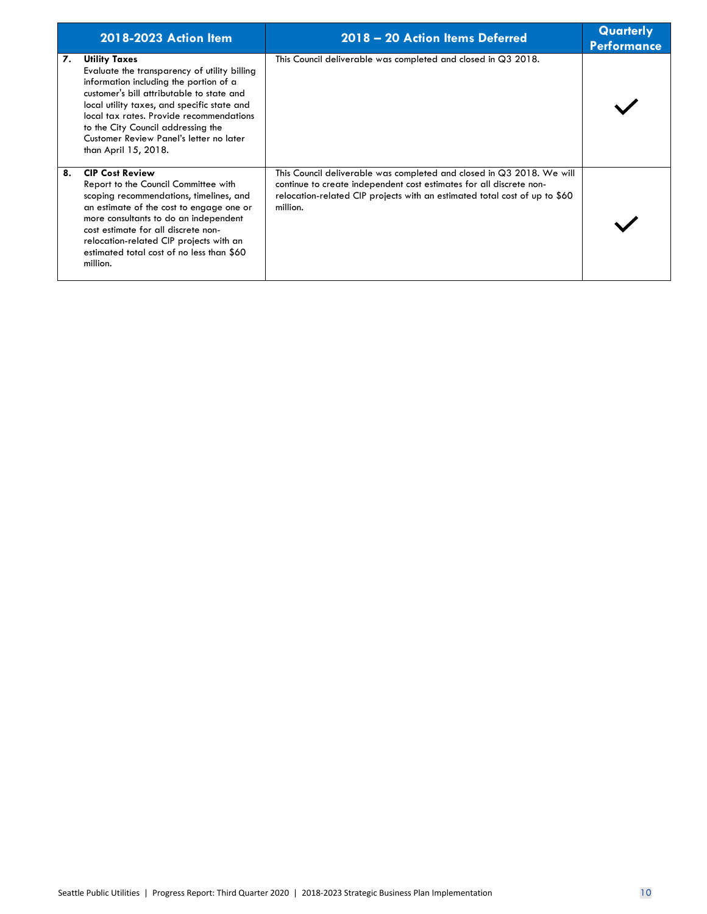| 2018-2023 Action Item | 2018 – 20 Action Items Deferred | Quarterly Performance |
|---|---|---|
| **7. Utility Taxes** Evaluate the transparency of utility billing information including the portion of a customer's bill attributable to state and local utility taxes, and specific state and local tax rates. Provide recommendations to the City Council addressing the Customer Review Panel's letter no later than April 15, 2018. | This Council deliverable was completed and closed in Q3 2018. | ✓ |
| **8. CIP Cost Review** Report to the Council Committee with scoping recommendations, timelines, and an estimate of the cost to engage one or more consultants to do an independent cost estimate for all discrete non-relocation-related CIP projects with an estimated total cost of no less than $60 million. | This Council deliverable was completed and closed in Q3 2018. We will continue to create independent cost estimates for all discrete non-relocation-related CIP projects with an estimated total cost of up to $60 million. | ✓ |